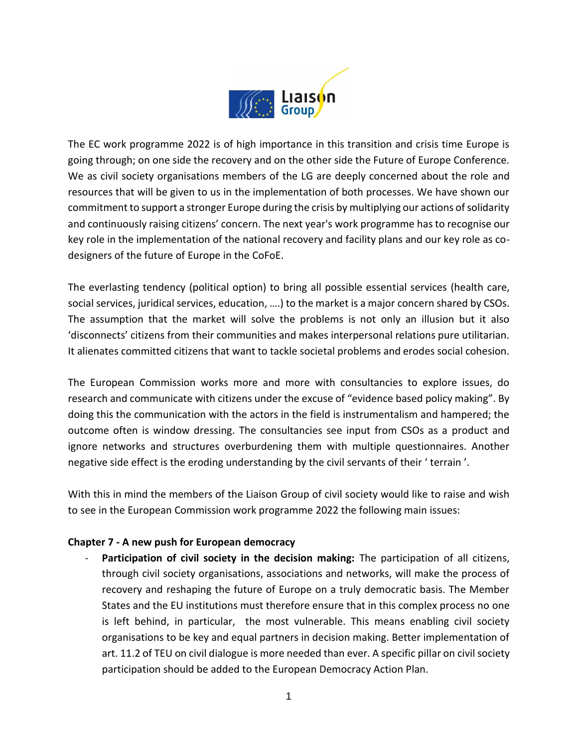The EC work programme 2022 is of high importance in this transition and crisis time Europe is going through; on one side the recovery and on the other side the Future of Europe Conference. We as civil society organisations members of the LG are deeply concerned about the role and resources that will be given to us in the implementation of both processes. We have shown our commitment to support a stronger Europe during the crisis by multiplying our actions of solidarity and continuously raising citizens' concern. The next year's work programme has to recognise our key role in the implementation of the national recovery and facility plans and our key role as co-designers of the future of Europe in the CoFoE.

The everlasting tendency (political option) to bring all possible essential services (health care, social services, juridical services, education, ….) to the market is a major concern shared by CSOs. The assumption that the market will solve the problems is not only an illusion but it also 'disconnects' citizens from their communities and makes interpersonal relations pure utilitarian. It alienates committed citizens that want to tackle societal problems and erodes social cohesion.

The European Commission works more and more with consultancies to explore issues, do research and communicate with citizens under the excuse of "evidence based policy making". By doing this the communication with the actors in the field is instrumentalism and hampered; the outcome often is window dressing. The consultancies see input from CSOs as a product and ignore networks and structures overburdening them with multiple questionnaires. Another negative side effect is the eroding understanding by the civil servants of their ' terrain '.

With this in mind the members of the Liaison Group of civil society would like to raise and wish to see in the European Commission work programme 2022 the following main issues:

**Chapter 7 - A new push for European democracy**

- **Participation of civil society in the decision making:** The participation of all citizens, through civil society organisations, associations and networks, will make the process of recovery and reshaping the future of Europe on a truly democratic basis. The Member States and the EU institutions must therefore ensure that in this complex process no one is left behind, in particular, the most vulnerable. This means enabling civil society organisations to be key and equal partners in decision making. Better implementation of art. 11.2 of TEU on civil dialogue is more needed than ever. A specific pillar on civil society participation should be added to the European Democracy Action Plan.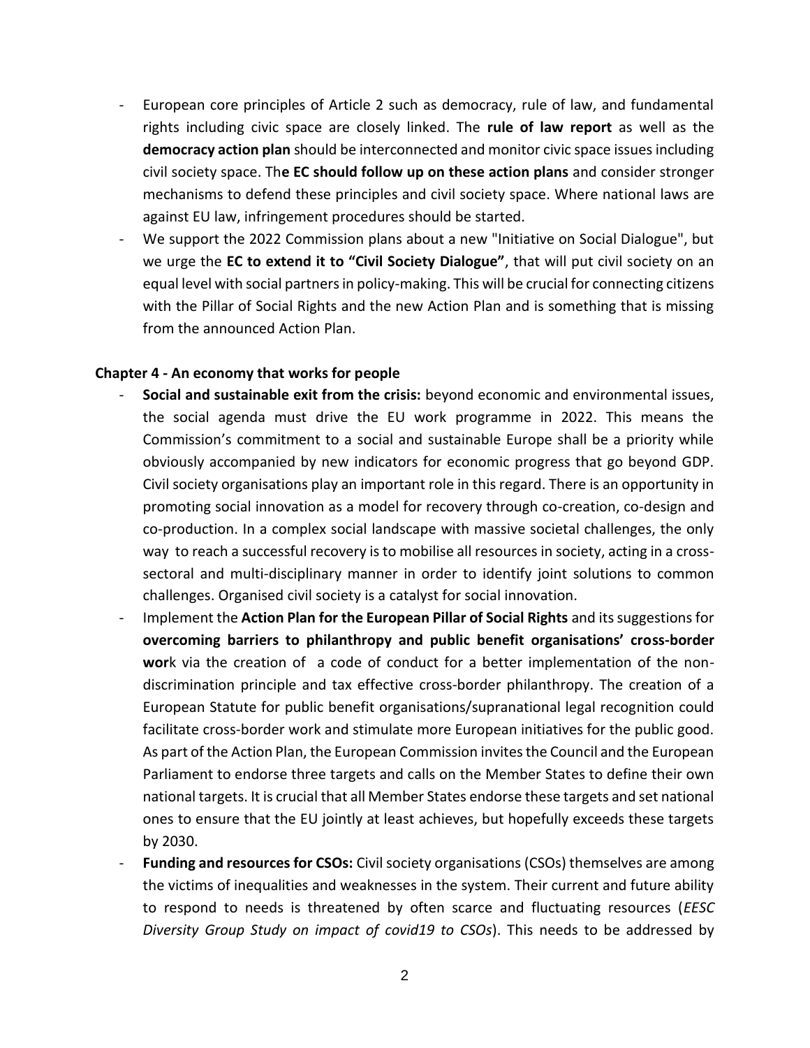- European core principles of Article 2 such as democracy, rule of law, and fundamental rights including civic space are closely linked. The **rule of law report** as well as the **democracy action plan** should be interconnected and monitor civic space issues including civil society space. Th**e EC should follow up on these action plans** and consider stronger mechanisms to defend these principles and civil society space. Where national laws are against EU law, infringement procedures should be started.
- We support the 2022 Commission plans about a new "Initiative on Social Dialogue", but we urge the **EC to extend it to "Civil Society Dialogue"**, that will put civil society on an equal level with social partners in policy-making. This will be crucial for connecting citizens with the Pillar of Social Rights and the new Action Plan and is something that is missing from the announced Action Plan.

**Chapter 4 - An economy that works for people**

- **Social and sustainable exit from the crisis:** beyond economic and environmental issues, the social agenda must drive the EU work programme in 2022. This means the Commission's commitment to a social and sustainable Europe shall be a priority while obviously accompanied by new indicators for economic progress that go beyond GDP. Civil society organisations play an important role in this regard. There is an opportunity in promoting social innovation as a model for recovery through co-creation, co-design and co-production. In a complex social landscape with massive societal challenges, the only way to reach a successful recovery is to mobilise all resources in society, acting in a cross-sectoral and multi-disciplinary manner in order to identify joint solutions to common challenges. Organised civil society is a catalyst for social innovation.
- Implement the **Action Plan for the European Pillar of Social Rights** and its suggestions for **overcoming barriers to philanthropy and public benefit organisations' cross-border wor**k via the creation of a code of conduct for a better implementation of the non-discrimination principle and tax effective cross-border philanthropy. The creation of a European Statute for public benefit organisations/supranational legal recognition could facilitate cross-border work and stimulate more European initiatives for the public good. As part of the Action Plan, the European Commission invites the Council and the European Parliament to endorse three targets and calls on the Member States to define their own national targets. It is crucial that all Member States endorse these targets and set national ones to ensure that the EU jointly at least achieves, but hopefully exceeds these targets by 2030.
- **Funding and resources for CSOs:** Civil society organisations (CSOs) themselves are among the victims of inequalities and weaknesses in the system. Their current and future ability to respond to needs is threatened by often scarce and fluctuating resources (*EESC Diversity Group Study on impact of covid19 to CSOs*). This needs to be addressed by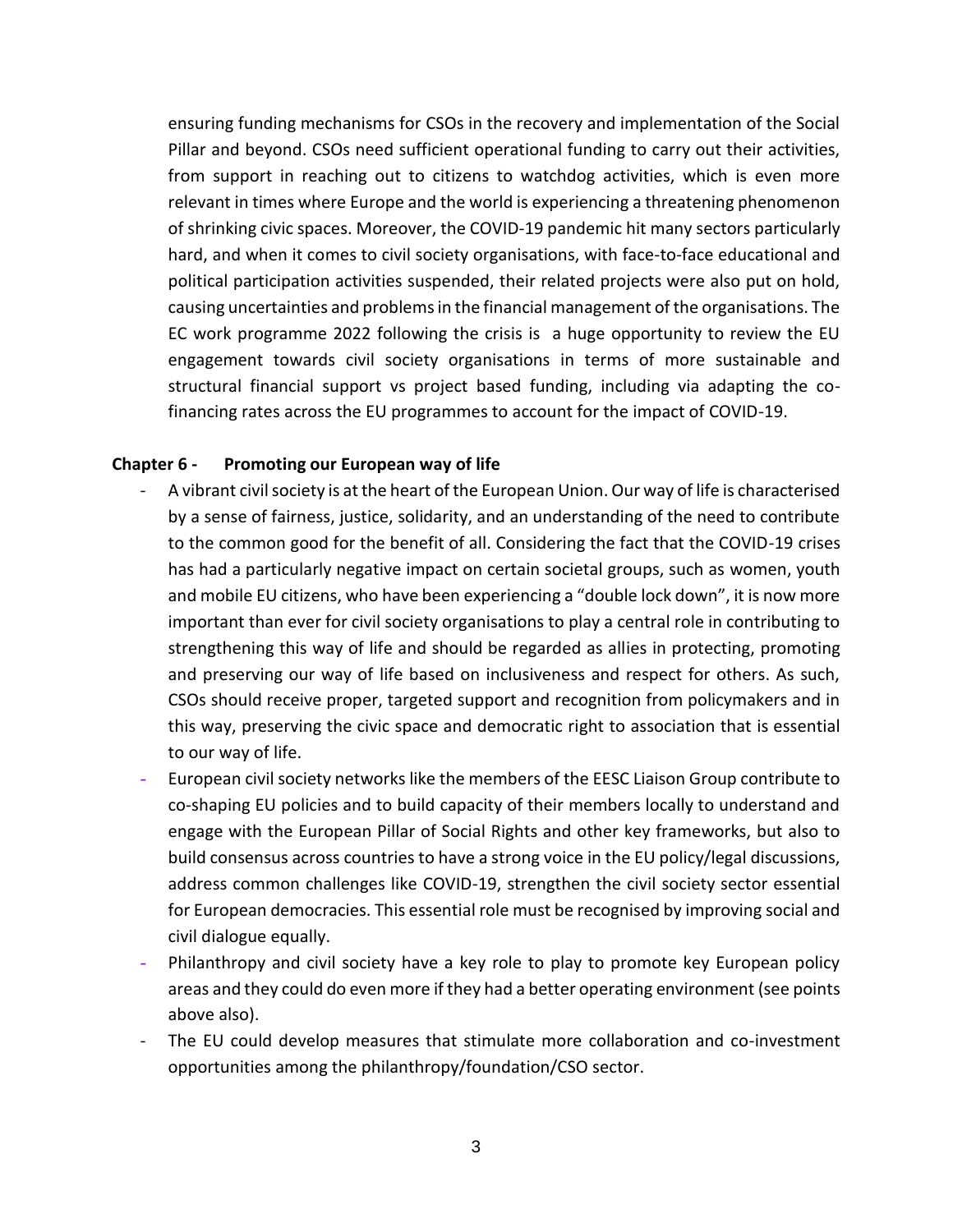ensuring funding mechanisms for CSOs in the recovery and implementation of the Social Pillar and beyond. CSOs need sufficient operational funding to carry out their activities, from support in reaching out to citizens to watchdog activities, which is even more relevant in times where Europe and the world is experiencing a threatening phenomenon of shrinking civic spaces. Moreover, the COVID-19 pandemic hit many sectors particularly hard, and when it comes to civil society organisations, with face-to-face educational and political participation activities suspended, their related projects were also put on hold, causing uncertainties and problems in the financial management of the organisations. The EC work programme 2022 following the crisis is a huge opportunity to review the EU engagement towards civil society organisations in terms of more sustainable and structural financial support vs project based funding, including via adapting the co-financing rates across the EU programmes to account for the impact of COVID-19.

**Chapter 6 - Promoting our European way of life**

- A vibrant civil society is at the heart of the European Union. Our way of life is characterised by a sense of fairness, justice, solidarity, and an understanding of the need to contribute to the common good for the benefit of all. Considering the fact that the COVID-19 crises has had a particularly negative impact on certain societal groups, such as women, youth and mobile EU citizens, who have been experiencing a "double lock down", it is now more important than ever for civil society organisations to play a central role in contributing to strengthening this way of life and should be regarded as allies in protecting, promoting and preserving our way of life based on inclusiveness and respect for others. As such, CSOs should receive proper, targeted support and recognition from policymakers and in this way, preserving the civic space and democratic right to association that is essential to our way of life.
- European civil society networks like the members of the EESC Liaison Group contribute to co-shaping EU policies and to build capacity of their members locally to understand and engage with the European Pillar of Social Rights and other key frameworks, but also to build consensus across countries to have a strong voice in the EU policy/legal discussions, address common challenges like COVID-19, strengthen the civil society sector essential for European democracies. This essential role must be recognised by improving social and civil dialogue equally.
- Philanthropy and civil society have a key role to play to promote key European policy areas and they could do even more if they had a better operating environment (see points above also).
- The EU could develop measures that stimulate more collaboration and co-investment opportunities among the philanthropy/foundation/CSO sector.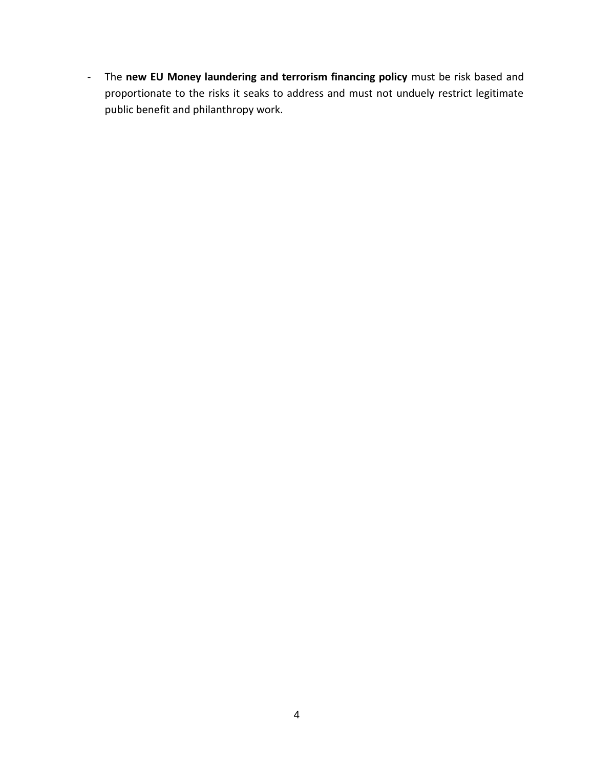- The **new EU Money laundering and terrorism financing policy** must be risk based and proportionate to the risks it seaks to address and must not unduely restrict legitimate public benefit and philanthropy work.